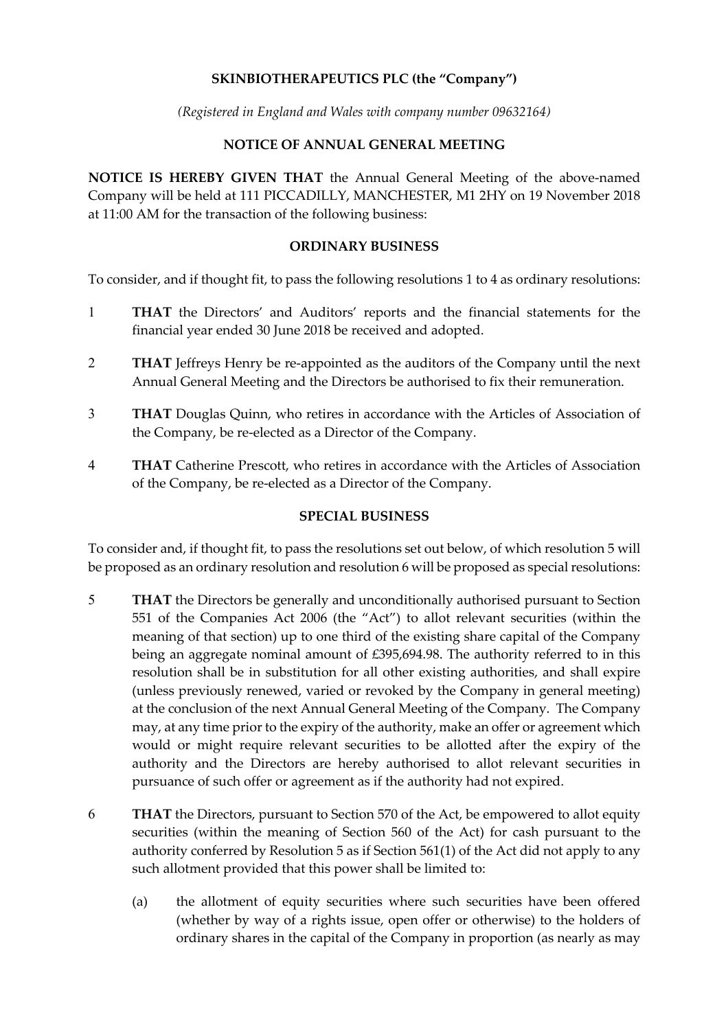**SKINBIOTHERAPEUTICS PLC (the "Company")**

*(Registered in England and Wales with company number 09632164)*

**NOTICE OF ANNUAL GENERAL MEETING**

**NOTICE IS HEREBY GIVEN THAT** the Annual General Meeting of the above-named Company will be held at 111 PICCADILLY, MANCHESTER, M1 2HY on 19 November 2018 at 11:00 AM for the transaction of the following business:

**ORDINARY BUSINESS**

To consider, and if thought fit, to pass the following resolutions 1 to 4 as ordinary resolutions:

1 **THAT** the Directors' and Auditors' reports and the financial statements for the financial year ended 30 June 2018 be received and adopted.

2 **THAT** Jeffreys Henry be re-appointed as the auditors of the Company until the next Annual General Meeting and the Directors be authorised to fix their remuneration.

3 **THAT** Douglas Quinn, who retires in accordance with the Articles of Association of the Company, be re-elected as a Director of the Company.

4 **THAT** Catherine Prescott, who retires in accordance with the Articles of Association of the Company, be re-elected as a Director of the Company.

**SPECIAL BUSINESS**

To consider and, if thought fit, to pass the resolutions set out below, of which resolution 5 will be proposed as an ordinary resolution and resolution 6 will be proposed as special resolutions:

5 **THAT** the Directors be generally and unconditionally authorised pursuant to Section 551 of the Companies Act 2006 (the "Act") to allot relevant securities (within the meaning of that section) up to one third of the existing share capital of the Company being an aggregate nominal amount of £395,694.98. The authority referred to in this resolution shall be in substitution for all other existing authorities, and shall expire (unless previously renewed, varied or revoked by the Company in general meeting) at the conclusion of the next Annual General Meeting of the Company. The Company may, at any time prior to the expiry of the authority, make an offer or agreement which would or might require relevant securities to be allotted after the expiry of the authority and the Directors are hereby authorised to allot relevant securities in pursuance of such offer or agreement as if the authority had not expired.

6 **THAT** the Directors, pursuant to Section 570 of the Act, be empowered to allot equity securities (within the meaning of Section 560 of the Act) for cash pursuant to the authority conferred by Resolution 5 as if Section 561(1) of the Act did not apply to any such allotment provided that this power shall be limited to:

(a) the allotment of equity securities where such securities have been offered (whether by way of a rights issue, open offer or otherwise) to the holders of ordinary shares in the capital of the Company in proportion (as nearly as may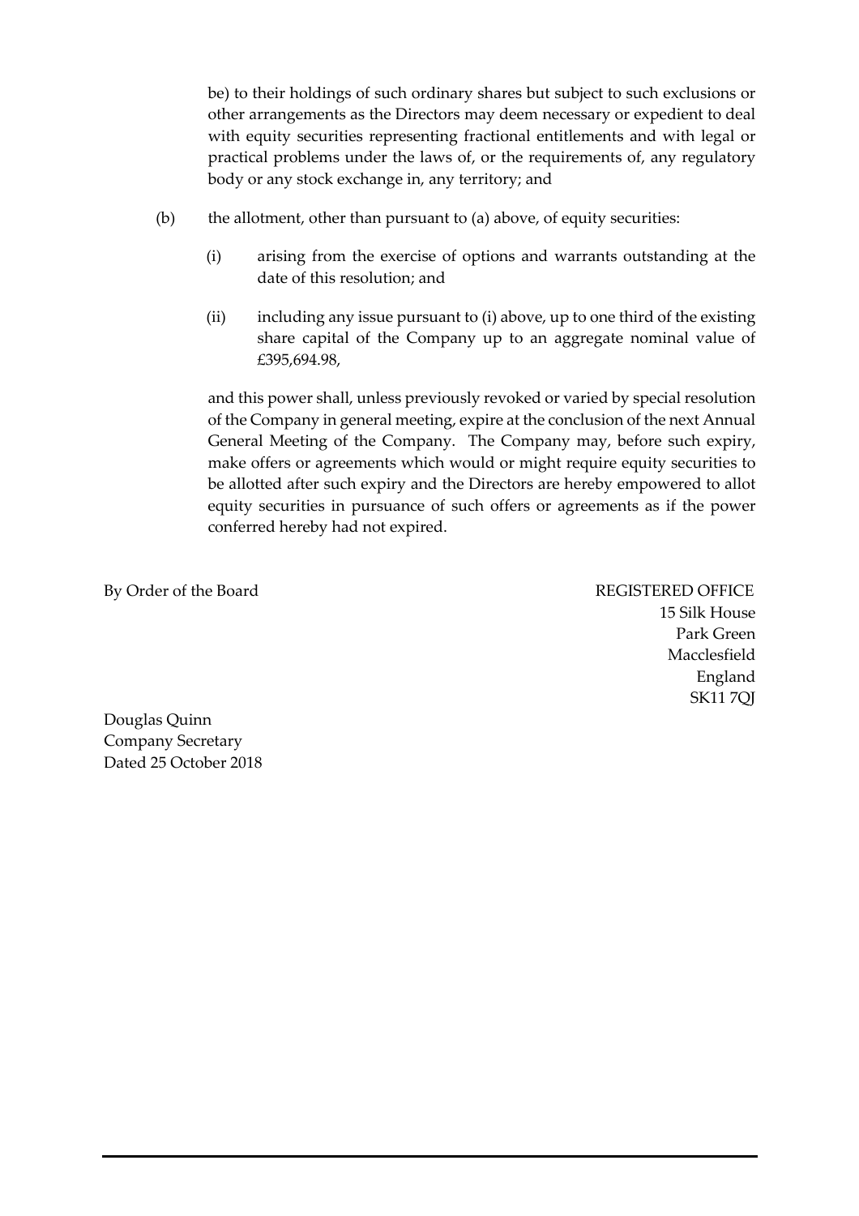be) to their holdings of such ordinary shares but subject to such exclusions or other arrangements as the Directors may deem necessary or expedient to deal with equity securities representing fractional entitlements and with legal or practical problems under the laws of, or the requirements of, any regulatory body or any stock exchange in, any territory; and

(b) the allotment, other than pursuant to (a) above, of equity securities:

(i) arising from the exercise of options and warrants outstanding at the date of this resolution; and

(ii) including any issue pursuant to (i) above, up to one third of the existing share capital of the Company up to an aggregate nominal value of £395,694.98,

and this power shall, unless previously revoked or varied by special resolution of the Company in general meeting, expire at the conclusion of the next Annual General Meeting of the Company. The Company may, before such expiry, make offers or agreements which would or might require equity securities to be allotted after such expiry and the Directors are hereby empowered to allot equity securities in pursuance of such offers or agreements as if the power conferred hereby had not expired.

By Order of the Board

REGISTERED OFFICE
15 Silk House
Park Green
Macclesfield
England
SK11 7QJ

Douglas Quinn
Company Secretary
Dated 25 October 2018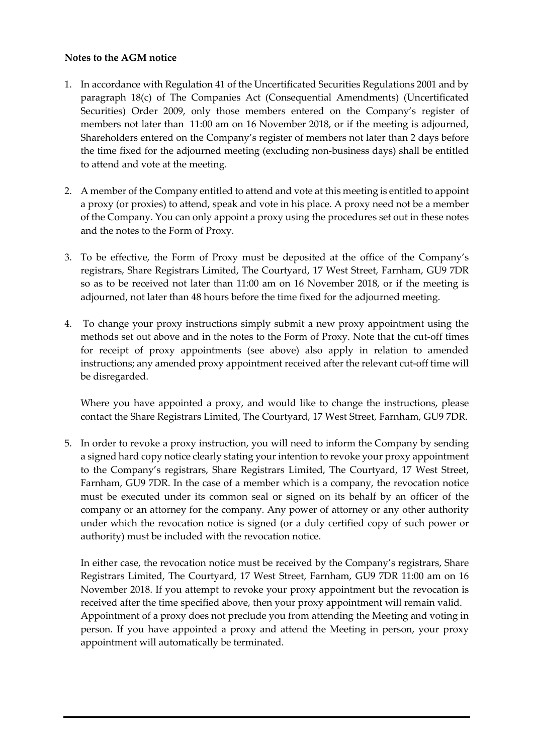**Notes to the AGM notice**

1. In accordance with Regulation 41 of the Uncertificated Securities Regulations 2001 and by paragraph 18(c) of The Companies Act (Consequential Amendments) (Uncertificated Securities) Order 2009, only those members entered on the Company's register of members not later than 11:00 am on 16 November 2018, or if the meeting is adjourned, Shareholders entered on the Company's register of members not later than 2 days before the time fixed for the adjourned meeting (excluding non-business days) shall be entitled to attend and vote at the meeting.

2. A member of the Company entitled to attend and vote at this meeting is entitled to appoint a proxy (or proxies) to attend, speak and vote in his place. A proxy need not be a member of the Company. You can only appoint a proxy using the procedures set out in these notes and the notes to the Form of Proxy.

3. To be effective, the Form of Proxy must be deposited at the office of the Company's registrars, Share Registrars Limited, The Courtyard, 17 West Street, Farnham, GU9 7DR so as to be received not later than 11:00 am on 16 November 2018, or if the meeting is adjourned, not later than 48 hours before the time fixed for the adjourned meeting.

4. To change your proxy instructions simply submit a new proxy appointment using the methods set out above and in the notes to the Form of Proxy. Note that the cut-off times for receipt of proxy appointments (see above) also apply in relation to amended instructions; any amended proxy appointment received after the relevant cut-off time will be disregarded.

   Where you have appointed a proxy, and would like to change the instructions, please contact the Share Registrars Limited, The Courtyard, 17 West Street, Farnham, GU9 7DR.

5. In order to revoke a proxy instruction, you will need to inform the Company by sending a signed hard copy notice clearly stating your intention to revoke your proxy appointment to the Company's registrars, Share Registrars Limited, The Courtyard, 17 West Street, Farnham, GU9 7DR. In the case of a member which is a company, the revocation notice must be executed under its common seal or signed on its behalf by an officer of the company or an attorney for the company. Any power of attorney or any other authority under which the revocation notice is signed (or a duly certified copy of such power or authority) must be included with the revocation notice.

   In either case, the revocation notice must be received by the Company's registrars, Share Registrars Limited, The Courtyard, 17 West Street, Farnham, GU9 7DR 11:00 am on 16 November 2018. If you attempt to revoke your proxy appointment but the revocation is received after the time specified above, then your proxy appointment will remain valid. Appointment of a proxy does not preclude you from attending the Meeting and voting in person. If you have appointed a proxy and attend the Meeting in person, your proxy appointment will automatically be terminated.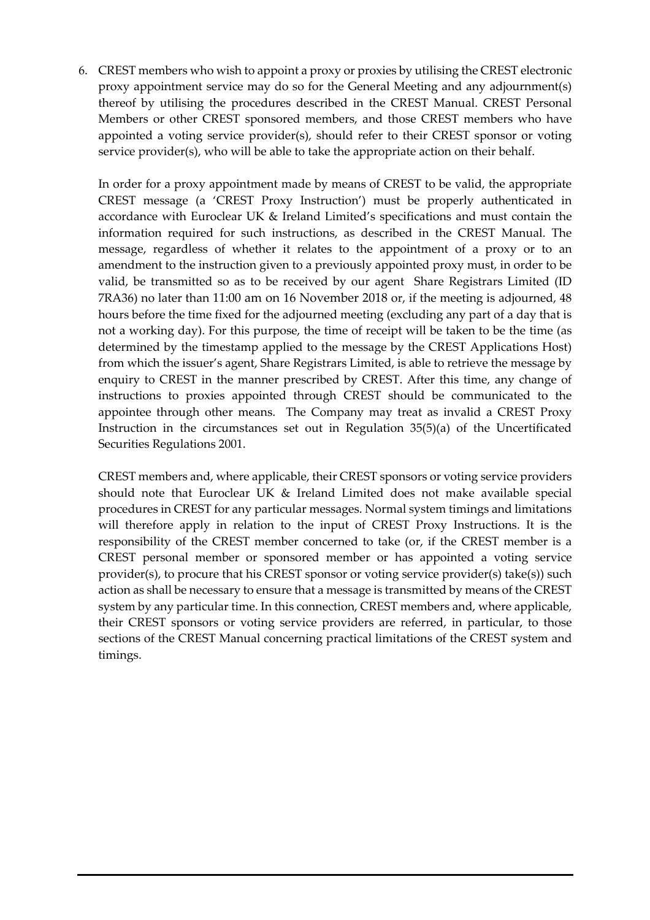6. CREST members who wish to appoint a proxy or proxies by utilising the CREST electronic proxy appointment service may do so for the General Meeting and any adjournment(s) thereof by utilising the procedures described in the CREST Manual. CREST Personal Members or other CREST sponsored members, and those CREST members who have appointed a voting service provider(s), should refer to their CREST sponsor or voting service provider(s), who will be able to take the appropriate action on their behalf.

   In order for a proxy appointment made by means of CREST to be valid, the appropriate CREST message (a 'CREST Proxy Instruction') must be properly authenticated in accordance with Euroclear UK & Ireland Limited's specifications and must contain the information required for such instructions, as described in the CREST Manual. The message, regardless of whether it relates to the appointment of a proxy or to an amendment to the instruction given to a previously appointed proxy must, in order to be valid, be transmitted so as to be received by our agent Share Registrars Limited (ID 7RA36) no later than 11:00 am on 16 November 2018 or, if the meeting is adjourned, 48 hours before the time fixed for the adjourned meeting (excluding any part of a day that is not a working day). For this purpose, the time of receipt will be taken to be the time (as determined by the timestamp applied to the message by the CREST Applications Host) from which the issuer's agent, Share Registrars Limited, is able to retrieve the message by enquiry to CREST in the manner prescribed by CREST. After this time, any change of instructions to proxies appointed through CREST should be communicated to the appointee through other means. The Company may treat as invalid a CREST Proxy Instruction in the circumstances set out in Regulation 35(5)(a) of the Uncertificated Securities Regulations 2001.

   CREST members and, where applicable, their CREST sponsors or voting service providers should note that Euroclear UK & Ireland Limited does not make available special procedures in CREST for any particular messages. Normal system timings and limitations will therefore apply in relation to the input of CREST Proxy Instructions. It is the responsibility of the CREST member concerned to take (or, if the CREST member is a CREST personal member or sponsored member or has appointed a voting service provider(s), to procure that his CREST sponsor or voting service provider(s) take(s)) such action as shall be necessary to ensure that a message is transmitted by means of the CREST system by any particular time. In this connection, CREST members and, where applicable, their CREST sponsors or voting service providers are referred, in particular, to those sections of the CREST Manual concerning practical limitations of the CREST system and timings.